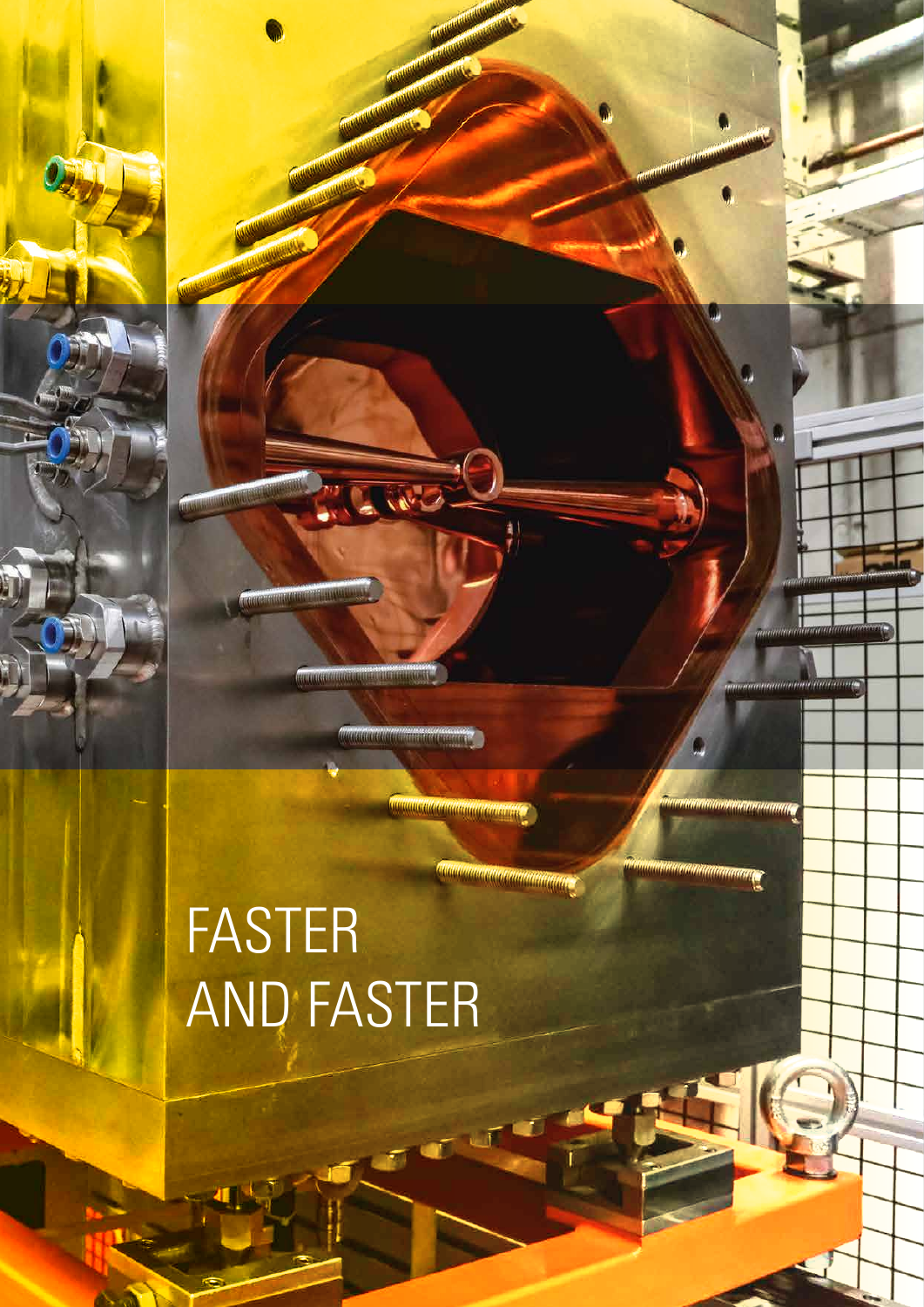# FASTER AND FASTER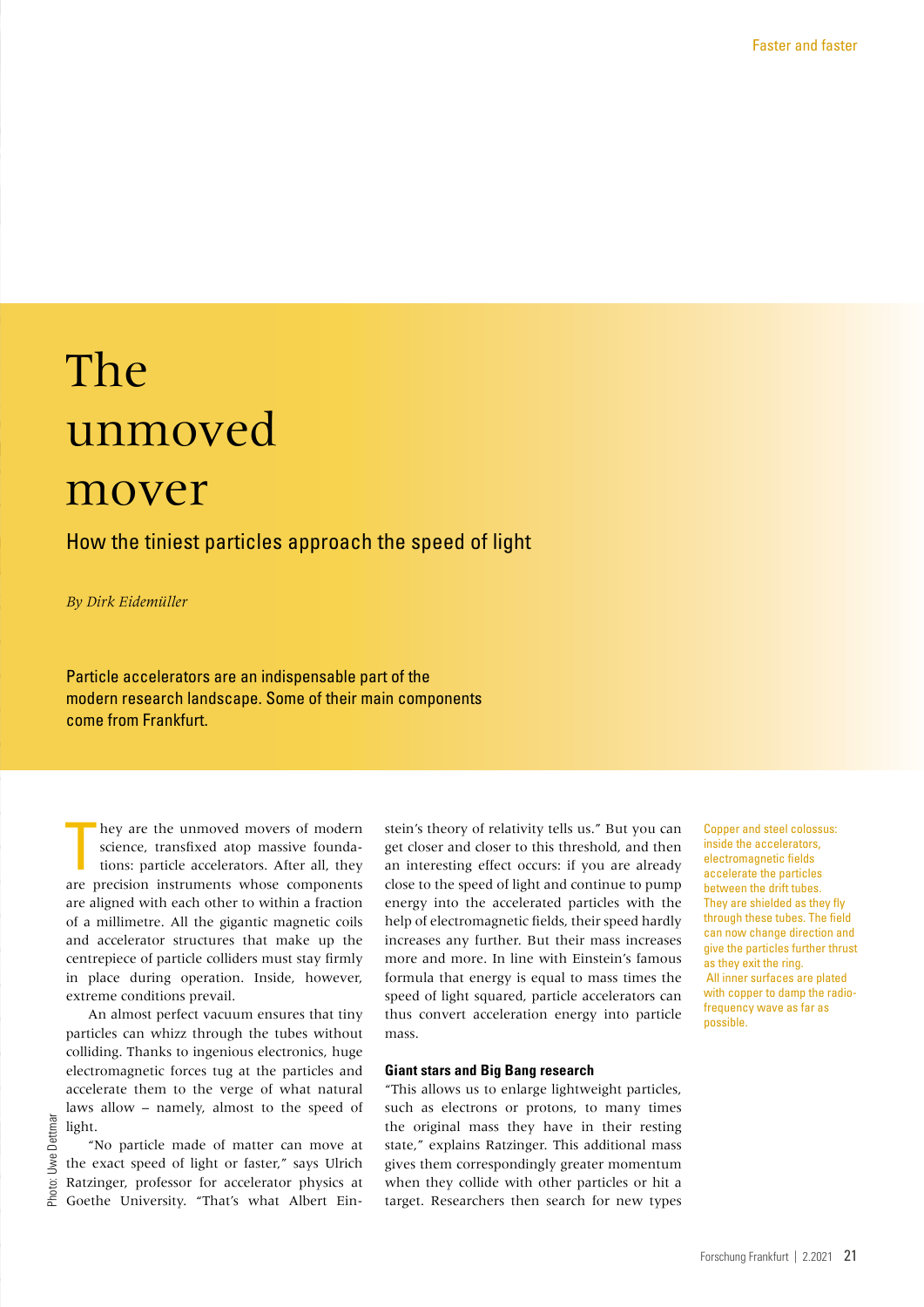# The unmoved mover

## How the tiniest particles approach the speed of light

*By Dirk Eidemüller*

Particle accelerators are an indispensable part of the modern research landscape. Some of their main components come from Frankfurt.

They are the unmoved movers of modern science, transfixed atop massive foundations: particle accelerators. After all, they are precision instruments whose components are aligned with each other to within a fraction of a millimetre. All the gigantic magnetic coils and accelerator structures that make up the centrepiece of particle colliders must stay firmly in place during operation. Inside, however, extreme conditions prevail.

An almost perfect vacuum ensures that tiny particles can whizz through the tubes without colliding. Thanks to ingenious electronics, huge electromagnetic forces tug at the particles and accelerate them to the verge of what natural laws allow – namely, almost to the speed of light.

"No particle made of matter can move at the exact speed of light or faster," says Ulrich Ratzinger, professor for accelerator physics at Goethe University. "That's what Albert Einstein's theory of relativity tells us." But you can get closer and closer to this threshold, and then an interesting effect occurs: if you are already close to the speed of light and continue to pump energy into the accelerated particles with the help of electromagnetic fields, their speed hardly increases any further. But their mass increases more and more. In line with Einstein's famous formula that energy is equal to mass times the speed of light squared, particle accelerators can thus convert acceleration energy into particle mass.

### Giant stars and Big Bang research

"This allows us to enlarge lightweight particles, such as electrons or protons, to many times the original mass they have in their resting state," explains Ratzinger. This additional mass gives them correspondingly greater momentum when they collide with other particles or hit a target. Researchers then search for new types

Copper and steel colossus: inside the accelerators, electromagnetic fields accelerate the particles between the drift tubes. They are shielded as they fly through these tubes. The field can now change direction and give the particles further thrust as they exit the ring. All inner surfaces are plated with copper to damp the radio-frequency wave as far as possible.

Photo: Uwe Dettmar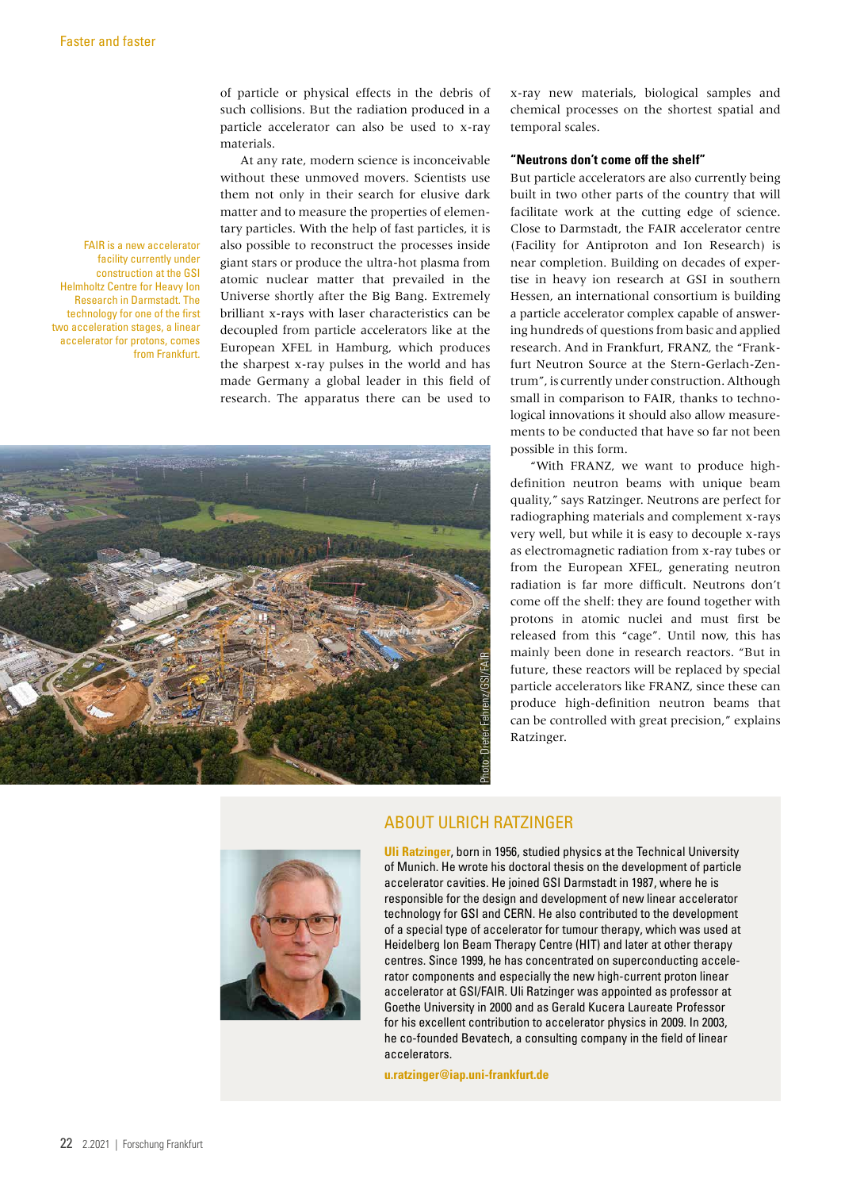of particle or physical effects in the debris of such collisions. But the radiation produced in a particle accelerator can also be used to x-ray materials.

At any rate, modern science is inconceivable without these unmoved movers. Scientists use them not only in their search for elusive dark matter and to measure the properties of elementary particles. With the help of fast particles, it is also possible to reconstruct the processes inside giant stars or produce the ultra-hot plasma from atomic nuclear matter that prevailed in the Universe shortly after the Big Bang. Extremely brilliant x-rays with laser characteristics can be decoupled from particle accelerators like at the European XFEL in Hamburg, which produces the sharpest x-ray pulses in the world and has made Germany a global leader in this field of research. The apparatus there can be used to x-ray new materials, biological samples and chemical processes on the shortest spatial and temporal scales.

FAIR is a new accelerator facility currently under construction at the GSI Helmholtz Centre for Heavy Ion Research in Darmstadt. The technology for one of the first two acceleration stages, a linear accelerator for protons, comes from Frankfurt.

Photo: Dieter Fehrenz/GSI/FAIR

### "Neutrons don't come off the shelf"

But particle accelerators are also currently being built in two other parts of the country that will facilitate work at the cutting edge of science. Close to Darmstadt, the FAIR accelerator centre (Facility for Antiproton and Ion Research) is near completion. Building on decades of expertise in heavy ion research at GSI in southern Hessen, an international consortium is building a particle accelerator complex capable of answering hundreds of questions from basic and applied research. And in Frankfurt, FRANZ, the "Frankfurt Neutron Source at the Stern-Gerlach-Zentrum", is currently under construction. Although small in comparison to FAIR, thanks to technological innovations it should also allow measurements to be conducted that have so far not been possible in this form.

"With FRANZ, we want to produce high-definition neutron beams with unique beam quality," says Ratzinger. Neutrons are perfect for radiographing materials and complement x-rays very well, but while it is easy to decouple x-rays as electromagnetic radiation from x-ray tubes or from the European XFEL, generating neutron radiation is far more difficult. Neutrons don't come off the shelf: they are found together with protons in atomic nuclei and must first be released from this "cage". Until now, this has mainly been done in research reactors. "But in future, these reactors will be replaced by special particle accelerators like FRANZ, since these can produce high-definition neutron beams that can be controlled with great precision," explains Ratzinger.

## ABOUT ULRICH RATZINGER

**Uli Ratzinger**, born in 1956, studied physics at the Technical University of Munich. He wrote his doctoral thesis on the development of particle accelerator cavities. He joined GSI Darmstadt in 1987, where he is responsible for the design and development of new linear accelerator technology for GSI and CERN. He also contributed to the development of a special type of accelerator for tumour therapy, which was used at Heidelberg Ion Beam Therapy Centre (HIT) and later at other therapy centres. Since 1999, he has concentrated on superconducting accelerator components and especially the new high-current proton linear accelerator at GSI/FAIR. Uli Ratzinger was appointed as professor at Goethe University in 2000 and as Gerald Kucera Laureate Professor for his excellent contribution to accelerator physics in 2009. In 2003, he co-founded Bevatech, a consulting company in the field of linear accelerators.

**u.ratzinger@iap.uni-frankfurt.de**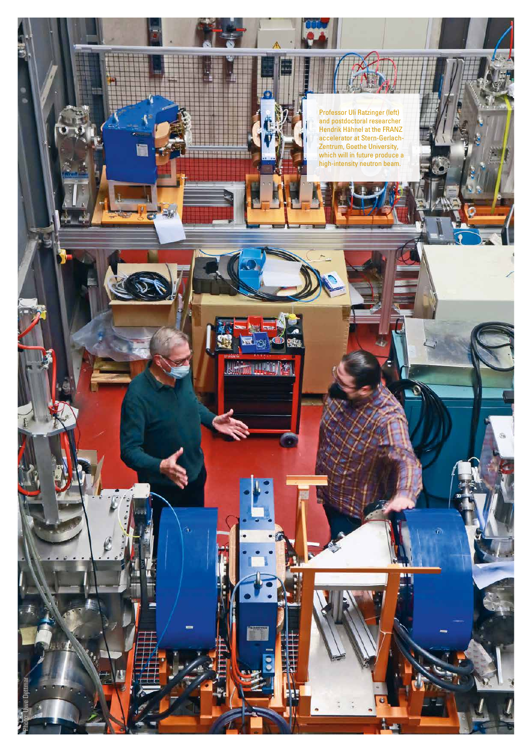Professor Uli Ratzinger (left) and postdoctoral researcher Hendrik Hähnel at the FRANZ accelerator at Stern-Gerlach-Zentrum, Goethe University, which will in future produce a high-intensity neutron beam.

Photo: Uwe Dettmar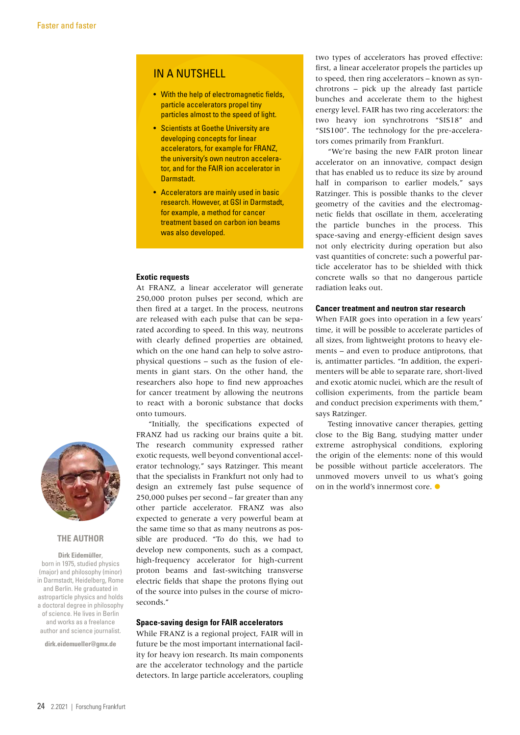## IN A NUTSHELL

- With the help of electromagnetic fields, particle accelerators propel tiny particles almost to the speed of light.
- Scientists at Goethe University are developing concepts for linear accelerators, for example for FRANZ, the university's own neutron accelerator, and for the FAIR ion accelerator in Darmstadt.
- Accelerators are mainly used in basic research. However, at GSI in Darmstadt, for example, a method for cancer treatment based on carbon ion beams was also developed.

### Exotic requests

At FRANZ, a linear accelerator will generate 250,000 proton pulses per second, which are then fired at a target. In the process, neutrons are released with each pulse that can be separated according to speed. In this way, neutrons with clearly defined properties are obtained, which on the one hand can help to solve astrophysical questions – such as the fusion of elements in giant stars. On the other hand, the researchers also hope to find new approaches for cancer treatment by allowing the neutrons to react with a boronic substance that docks onto tumours.

"Initially, the specifications expected of FRANZ had us racking our brains quite a bit. The research community expressed rather exotic requests, well beyond conventional accelerator technology," says Ratzinger. This meant that the specialists in Frankfurt not only had to design an extremely fast pulse sequence of 250,000 pulses per second – far greater than any other particle accelerator. FRANZ was also expected to generate a very powerful beam at the same time so that as many neutrons as possible are produced. "To do this, we had to develop new components, such as a compact, high-frequency accelerator for high-current proton beams and fast-switching transverse electric fields that shape the protons flying out of the source into pulses in the course of microseconds."

### Space-saving design for FAIR accelerators

While FAIR is a regional project, FAIR will in future be the most important international facility for heavy ion research. Its main components are the accelerator technology and the particle detectors. In large particle accelerators, coupling two types of accelerators has proved effective: first, a linear accelerator propels the particles up to speed, then ring accelerators – known as synchrotrons – pick up the already fast particle bunches and accelerate them to the highest energy level. FAIR has two ring accelerators: the two heavy ion synchrotrons "SIS18" and "SIS100". The technology for the pre-accelerators comes primarily from Frankfurt.

"We're basing the new FAIR proton linear accelerator on an innovative, compact design that has enabled us to reduce its size by around half in comparison to earlier models," says Ratzinger. This is possible thanks to the clever geometry of the cavities and the electromagnetic fields that oscillate in them, accelerating the particle bunches in the process. This space-saving and energy-efficient design saves not only electricity during operation but also vast quantities of concrete: such a powerful particle accelerator has to be shielded with thick concrete walls so that no dangerous particle radiation leaks out.

### Cancer treatment and neutron star research

When FAIR goes into operation in a few years' time, it will be possible to accelerate particles of all sizes, from lightweight protons to heavy elements – and even to produce antiprotons, that is, antimatter particles. "In addition, the experimenters will be able to separate rare, short-lived and exotic atomic nuclei, which are the result of collision experiments, from the particle beam and conduct precision experiments with them," says Ratzinger.

Testing innovative cancer therapies, getting close to the Big Bang, studying matter under extreme astrophysical conditions, exploring the origin of the elements: none of this would be possible without particle accelerators. The unmoved movers unveil to us what's going on in the world's innermost core.

### THE AUTHOR

**Dirk Eidemüller**, born in 1975, studied physics (major) and philosophy (minor) in Darmstadt, Heidelberg, Rome and Berlin. He graduated in astroparticle physics and holds a doctoral degree in philosophy of science. He lives in Berlin and works as a freelance author and science journalist.

**dirk.eidemueller@gmx.de**